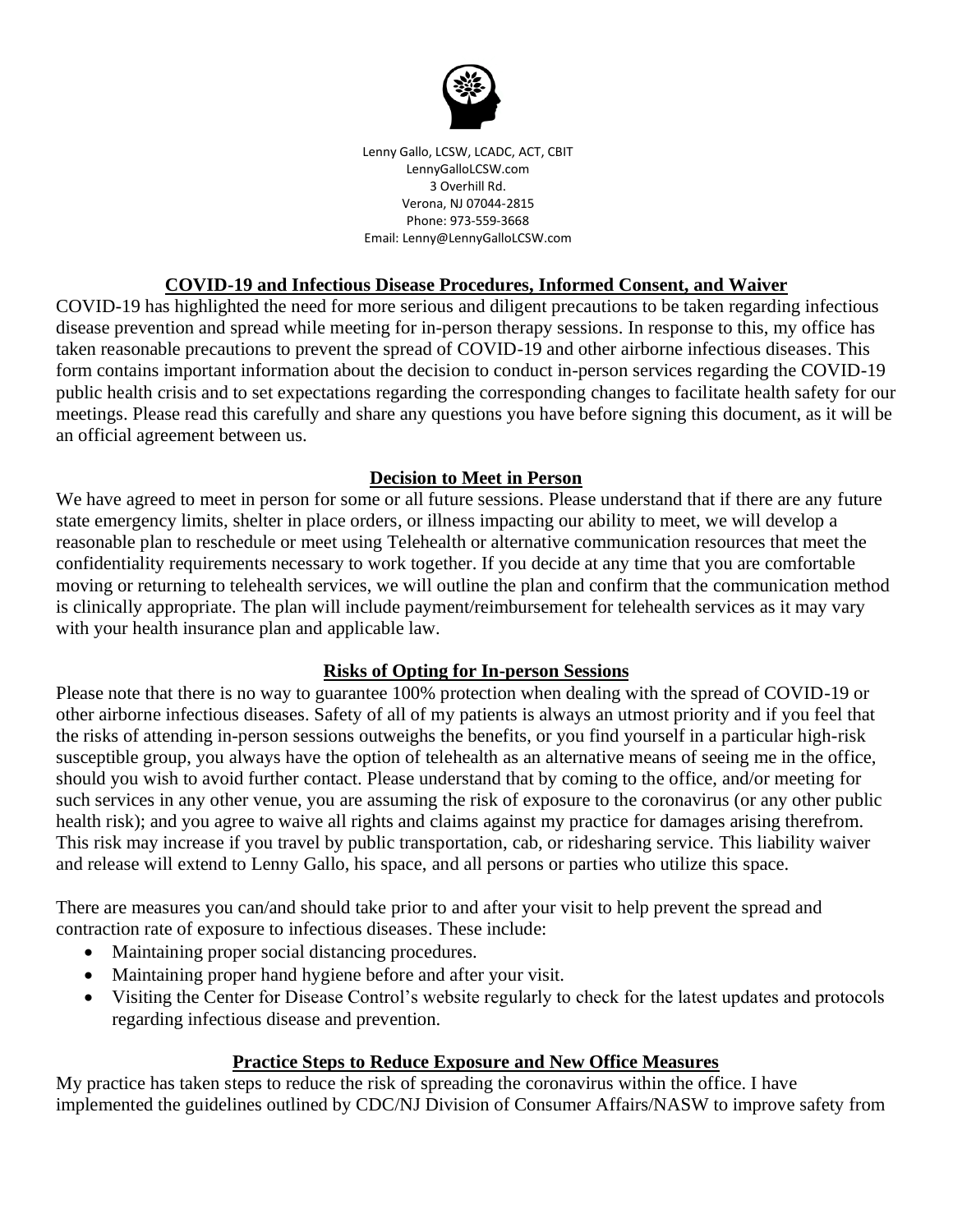Lenny Gallo, LCSW, LCADC, ACT, CBIT
LennyGalloLCSW.com
3 Overhill Rd.
Verona, NJ 07044-2815
Phone: 973-559-3668
Email: Lenny@LennyGalloLCSW.com

## COVID-19 and Infectious Disease Procedures, Informed Consent, and Waiver

COVID-19 has highlighted the need for more serious and diligent precautions to be taken regarding infectious disease prevention and spread while meeting for in-person therapy sessions. In response to this, my office has taken reasonable precautions to prevent the spread of COVID-19 and other airborne infectious diseases. This form contains important information about the decision to conduct in-person services regarding the COVID-19 public health crisis and to set expectations regarding the corresponding changes to facilitate health safety for our meetings. Please read this carefully and share any questions you have before signing this document, as it will be an official agreement between us.

## Decision to Meet in Person

We have agreed to meet in person for some or all future sessions. Please understand that if there are any future state emergency limits, shelter in place orders, or illness impacting our ability to meet, we will develop a reasonable plan to reschedule or meet using Telehealth or alternative communication resources that meet the confidentiality requirements necessary to work together. If you decide at any time that you are comfortable moving or returning to telehealth services, we will outline the plan and confirm that the communication method is clinically appropriate. The plan will include payment/reimbursement for telehealth services as it may vary with your health insurance plan and applicable law.

## Risks of Opting for In-person Sessions

Please note that there is no way to guarantee 100% protection when dealing with the spread of COVID-19 or other airborne infectious diseases. Safety of all of my patients is always an utmost priority and if you feel that the risks of attending in-person sessions outweighs the benefits, or you find yourself in a particular high-risk susceptible group, you always have the option of telehealth as an alternative means of seeing me in the office, should you wish to avoid further contact. Please understand that by coming to the office, and/or meeting for such services in any other venue, you are assuming the risk of exposure to the coronavirus (or any other public health risk); and you agree to waive all rights and claims against my practice for damages arising therefrom. This risk may increase if you travel by public transportation, cab, or ridesharing service. This liability waiver and release will extend to Lenny Gallo, his space, and all persons or parties who utilize this space.

There are measures you can/and should take prior to and after your visit to help prevent the spread and contraction rate of exposure to infectious diseases. These include:

- Maintaining proper social distancing procedures.
- Maintaining proper hand hygiene before and after your visit.
- Visiting the Center for Disease Control's website regularly to check for the latest updates and protocols regarding infectious disease and prevention.

## Practice Steps to Reduce Exposure and New Office Measures

My practice has taken steps to reduce the risk of spreading the coronavirus within the office. I have implemented the guidelines outlined by CDC/NJ Division of Consumer Affairs/NASW to improve safety from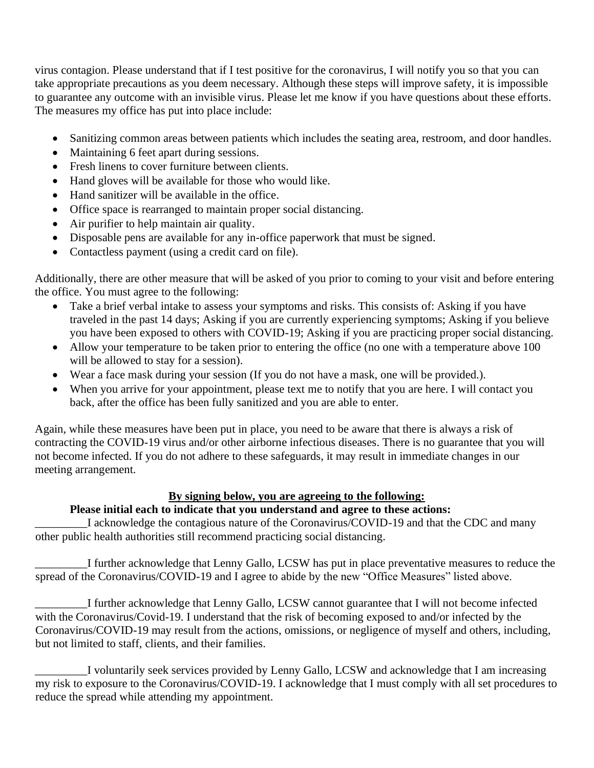virus contagion. Please understand that if I test positive for the coronavirus, I will notify you so that you can take appropriate precautions as you deem necessary. Although these steps will improve safety, it is impossible to guarantee any outcome with an invisible virus. Please let me know if you have questions about these efforts. The measures my office has put into place include:

- Sanitizing common areas between patients which includes the seating area, restroom, and door handles.
- Maintaining 6 feet apart during sessions.
- Fresh linens to cover furniture between clients.
- Hand gloves will be available for those who would like.
- Hand sanitizer will be available in the office.
- Office space is rearranged to maintain proper social distancing.
- Air purifier to help maintain air quality.
- Disposable pens are available for any in-office paperwork that must be signed.
- Contactless payment (using a credit card on file).

Additionally, there are other measure that will be asked of you prior to coming to your visit and before entering the office. You must agree to the following:

- Take a brief verbal intake to assess your symptoms and risks. This consists of: Asking if you have traveled in the past 14 days; Asking if you are currently experiencing symptoms; Asking if you believe you have been exposed to others with COVID-19; Asking if you are practicing proper social distancing.
- Allow your temperature to be taken prior to entering the office (no one with a temperature above 100 will be allowed to stay for a session).
- Wear a face mask during your session (If you do not have a mask, one will be provided.).
- When you arrive for your appointment, please text me to notify that you are here. I will contact you back, after the office has been fully sanitized and you are able to enter.

Again, while these measures have been put in place, you need to be aware that there is always a risk of contracting the COVID-19 virus and/or other airborne infectious diseases. There is no guarantee that you will not become infected. If you do not adhere to these safeguards, it may result in immediate changes in our meeting arrangement.

**By signing below, you are agreeing to the following:**

**Please initial each to indicate that you understand and agree to these actions:**

_________I acknowledge the contagious nature of the Coronavirus/COVID-19 and that the CDC and many other public health authorities still recommend practicing social distancing.

_________I further acknowledge that Lenny Gallo, LCSW has put in place preventative measures to reduce the spread of the Coronavirus/COVID-19 and I agree to abide by the new "Office Measures" listed above.

_________I further acknowledge that Lenny Gallo, LCSW cannot guarantee that I will not become infected with the Coronavirus/Covid-19. I understand that the risk of becoming exposed to and/or infected by the Coronavirus/COVID-19 may result from the actions, omissions, or negligence of myself and others, including, but not limited to staff, clients, and their families.

_________I voluntarily seek services provided by Lenny Gallo, LCSW and acknowledge that I am increasing my risk to exposure to the Coronavirus/COVID-19. I acknowledge that I must comply with all set procedures to reduce the spread while attending my appointment.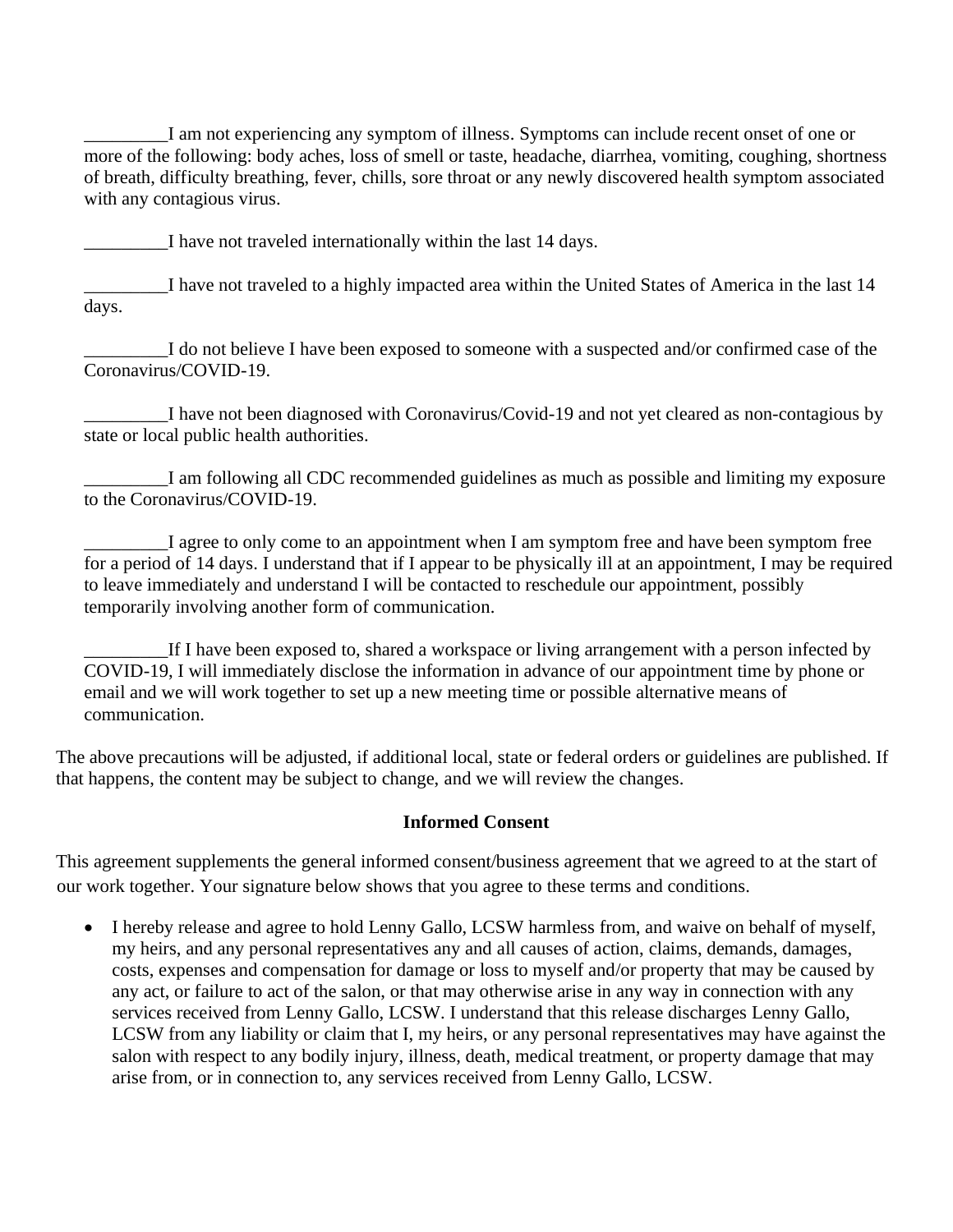_________I am not experiencing any symptom of illness. Symptoms can include recent onset of one or more of the following: body aches, loss of smell or taste, headache, diarrhea, vomiting, coughing, shortness of breath, difficulty breathing, fever, chills, sore throat or any newly discovered health symptom associated with any contagious virus.

_________I have not traveled internationally within the last 14 days.

_________I have not traveled to a highly impacted area within the United States of America in the last 14 days.

_________I do not believe I have been exposed to someone with a suspected and/or confirmed case of the Coronavirus/COVID-19.

_________I have not been diagnosed with Coronavirus/Covid-19 and not yet cleared as non-contagious by state or local public health authorities.

_________I am following all CDC recommended guidelines as much as possible and limiting my exposure to the Coronavirus/COVID-19.

_________I agree to only come to an appointment when I am symptom free and have been symptom free for a period of 14 days. I understand that if I appear to be physically ill at an appointment, I may be required to leave immediately and understand I will be contacted to reschedule our appointment, possibly temporarily involving another form of communication.

_________If I have been exposed to, shared a workspace or living arrangement with a person infected by COVID-19, I will immediately disclose the information in advance of our appointment time by phone or email and we will work together to set up a new meeting time or possible alternative means of communication.

The above precautions will be adjusted, if additional local, state or federal orders or guidelines are published. If that happens, the content may be subject to change, and we will review the changes.

**Informed Consent**

This agreement supplements the general informed consent/business agreement that we agreed to at the start of our work together. Your signature below shows that you agree to these terms and conditions.

- I hereby release and agree to hold Lenny Gallo, LCSW harmless from, and waive on behalf of myself, my heirs, and any personal representatives any and all causes of action, claims, demands, damages, costs, expenses and compensation for damage or loss to myself and/or property that may be caused by any act, or failure to act of the salon, or that may otherwise arise in any way in connection with any services received from Lenny Gallo, LCSW. I understand that this release discharges Lenny Gallo, LCSW from any liability or claim that I, my heirs, or any personal representatives may have against the salon with respect to any bodily injury, illness, death, medical treatment, or property damage that may arise from, or in connection to, any services received from Lenny Gallo, LCSW.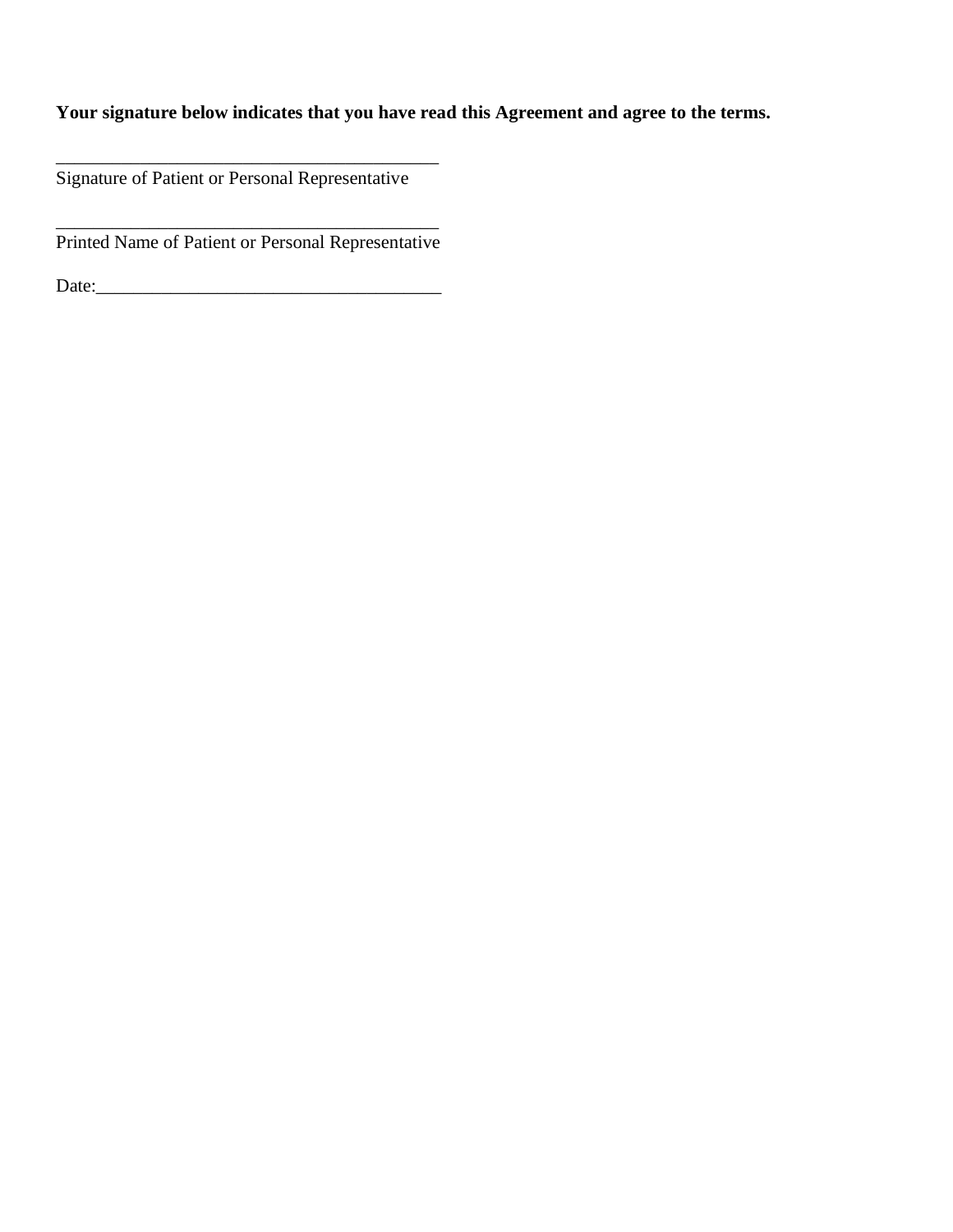**Your signature below indicates that you have read this Agreement and agree to the terms.**

___________________________________________
Signature of Patient or Personal Representative

___________________________________________
Printed Name of Patient or Personal Representative

Date:_____________________________________